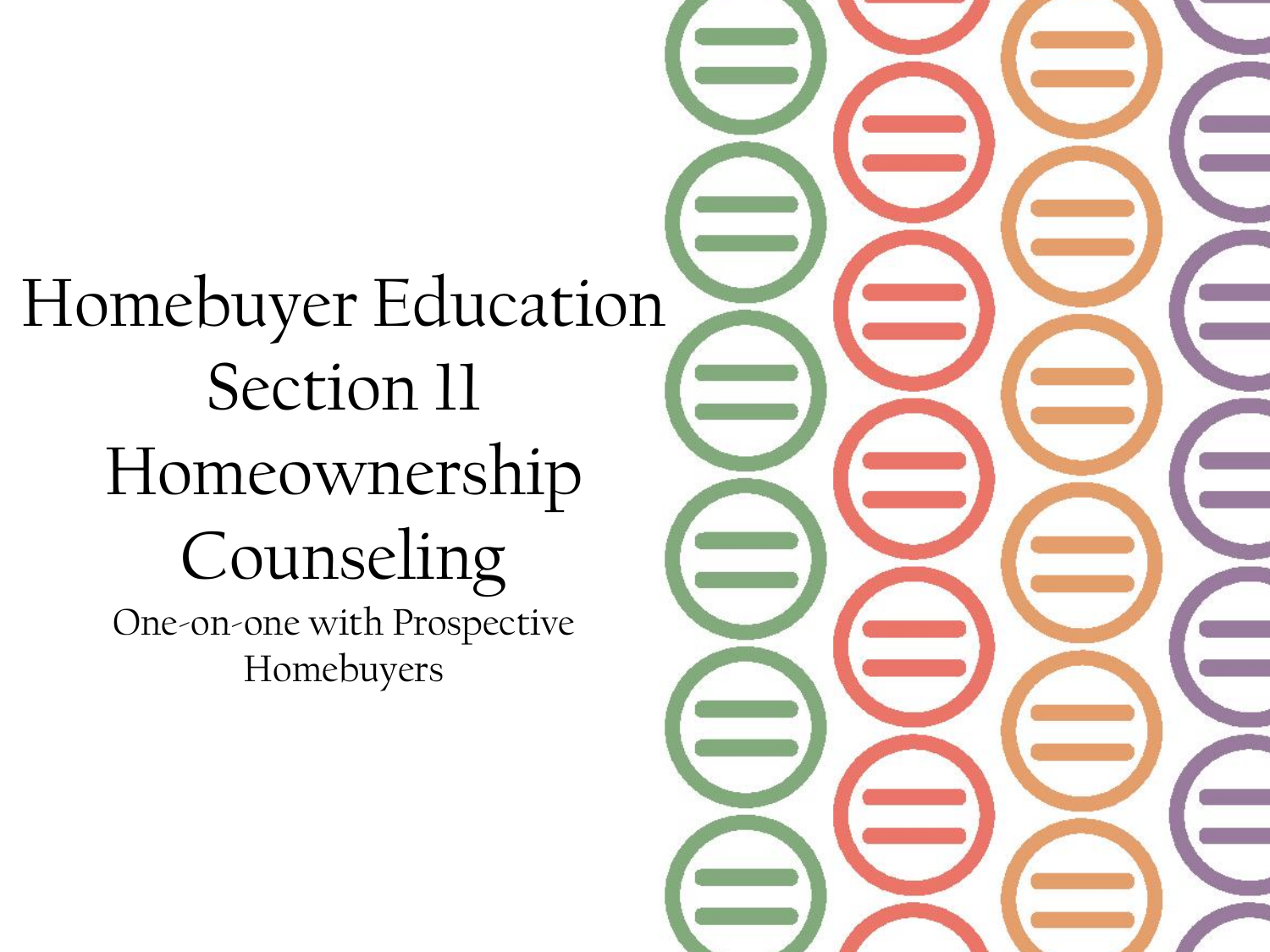# Homebuyer Education Section 11 Homeownership Counseling

One-on-one with Prospective Homebuyers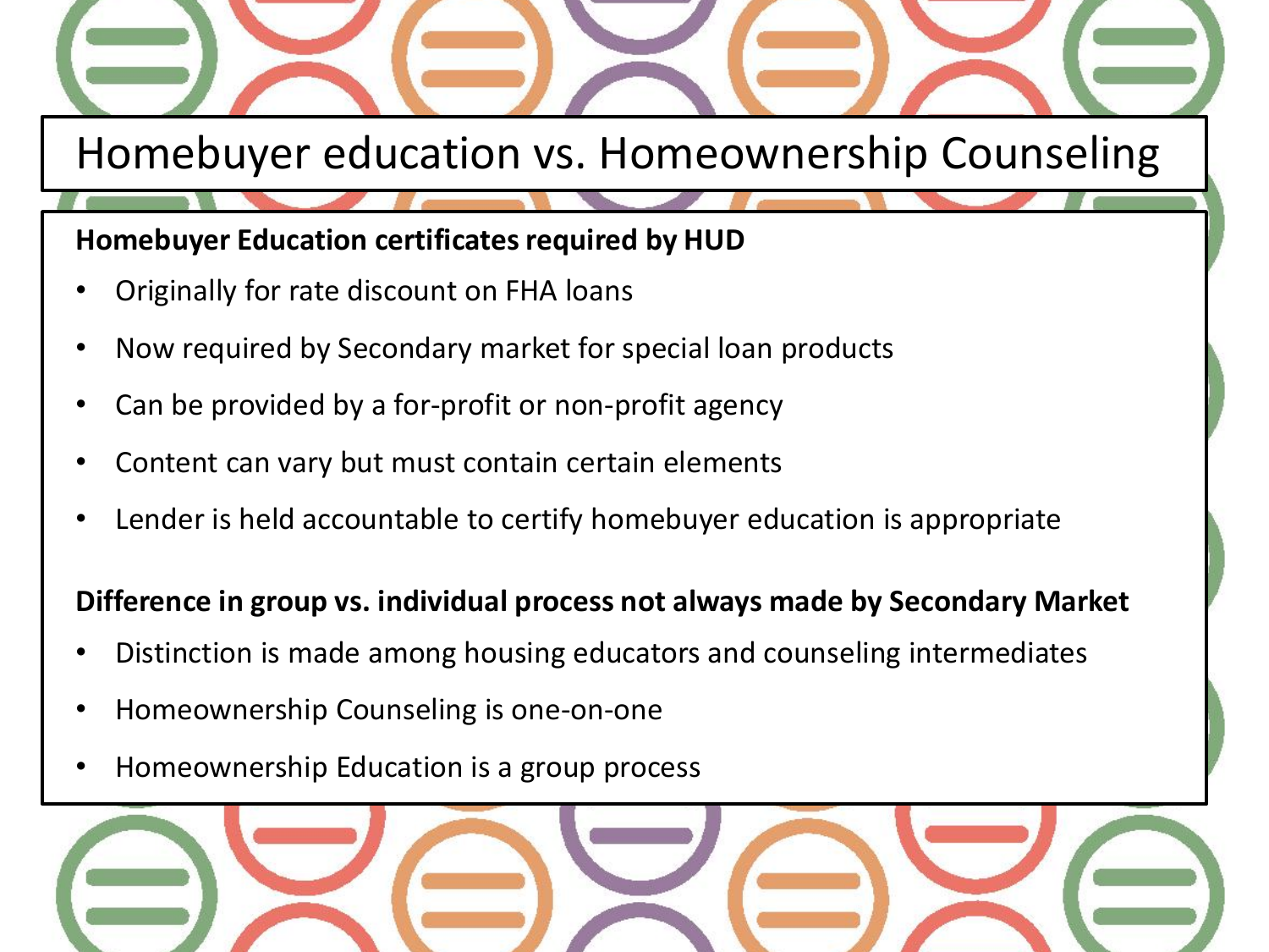# Homebuyer education vs. Homeownership Counseling

**Homebuyer Education certificates required by HUD**

- Originally for rate discount on FHA loans
- Now required by Secondary market for special loan products
- Can be provided by a for-profit or non-profit agency
- Content can vary but must contain certain elements
- Lender is held accountable to certify homebuyer education is appropriate

**Difference in group vs. individual process not always made by Secondary Market**

- Distinction is made among housing educators and counseling intermediates
- Homeownership Counseling is one-on-one
- Homeownership Education is a group process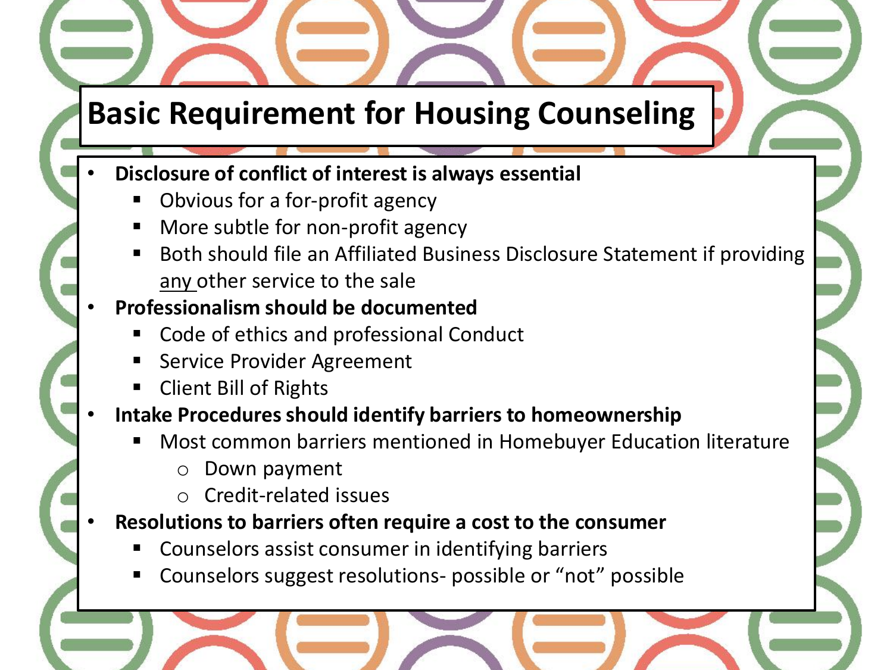# Basic Requirement for Housing Counseling

- **Disclosure of conflict of interest is always essential**
  - Obvious for a for-profit agency
  - More subtle for non-profit agency
  - Both should file an Affiliated Business Disclosure Statement if providing <u>any</u> other service to the sale
- **Professionalism should be documented**
  - Code of ethics and professional Conduct
  - Service Provider Agreement
  - Client Bill of Rights
- **Intake Procedures should identify barriers to homeownership**
  - Most common barriers mentioned in Homebuyer Education literature
    - Down payment
    - Credit-related issues
- **Resolutions to barriers often require a cost to the consumer**
  - Counselors assist consumer in identifying barriers
  - Counselors suggest resolutions- possible or “not” possible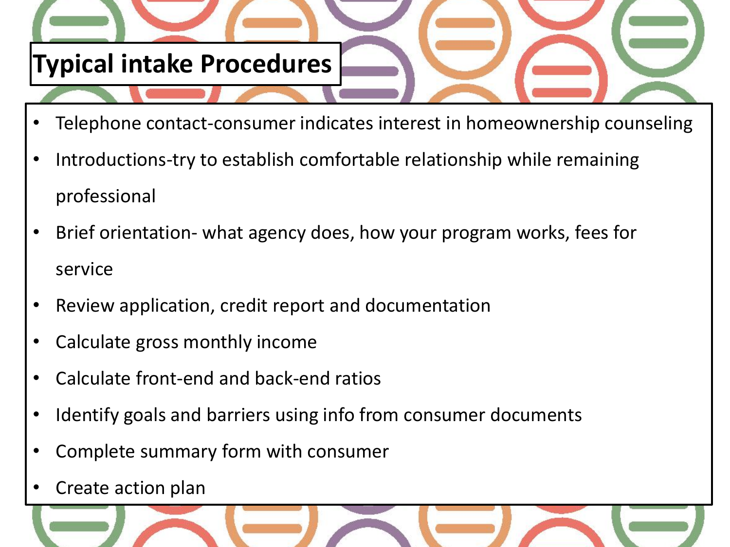# Typical intake Procedures

- Telephone contact-consumer indicates interest in homeownership counseling
- Introductions-try to establish comfortable relationship while remaining professional
- Brief orientation- what agency does, how your program works, fees for service
- Review application, credit report and documentation
- Calculate gross monthly income
- Calculate front-end and back-end ratios
- Identify goals and barriers using info from consumer documents
- Complete summary form with consumer
- Create action plan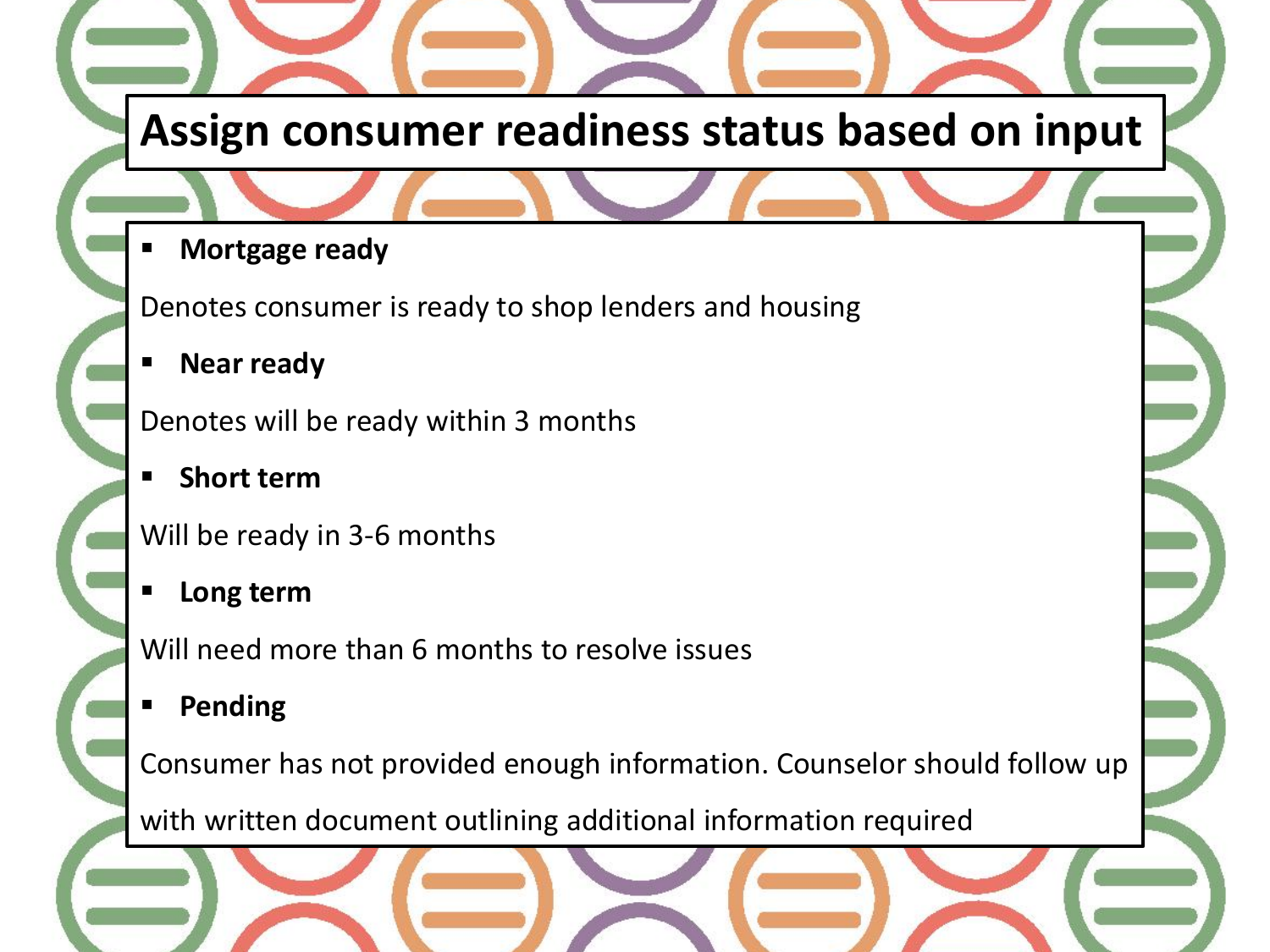# Assign consumer readiness status based on input

- **Mortgage ready**

Denotes consumer is ready to shop lenders and housing

- **Near ready**

Denotes will be ready within 3 months

- **Short term**

Will be ready in 3-6 months

- **Long term**

Will need more than 6 months to resolve issues

- **Pending**

Consumer has not provided enough information. Counselor should follow up with written document outlining additional information required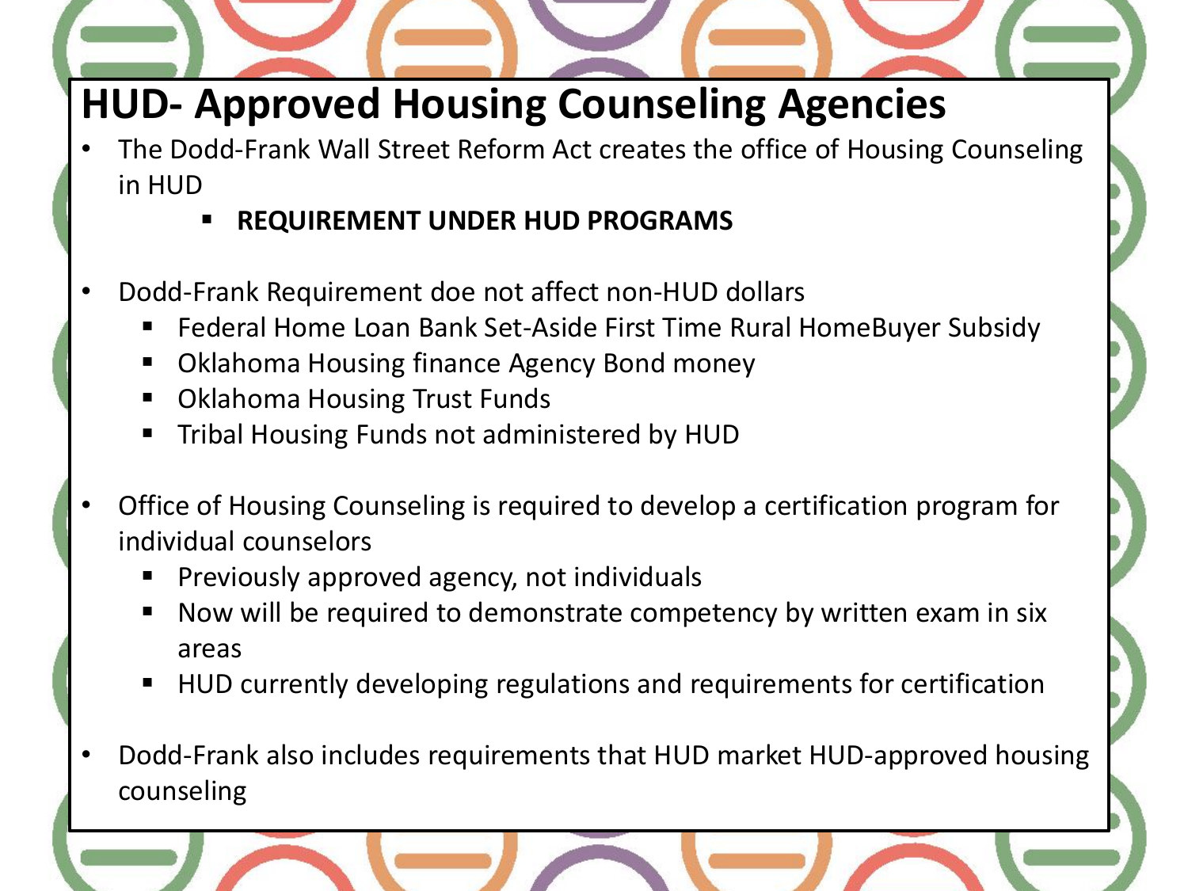# HUD- Approved Housing Counseling Agencies

- The Dodd-Frank Wall Street Reform Act creates the office of Housing Counseling in HUD
  - **REQUIREMENT UNDER HUD PROGRAMS**
- Dodd-Frank Requirement doe not affect non-HUD dollars
  - Federal Home Loan Bank Set-Aside First Time Rural HomeBuyer Subsidy
  - Oklahoma Housing finance Agency Bond money
  - Oklahoma Housing Trust Funds
  - Tribal Housing Funds not administered by HUD
- Office of Housing Counseling is required to develop a certification program for individual counselors
  - Previously approved agency, not individuals
  - Now will be required to demonstrate competency by written exam in six areas
  - HUD currently developing regulations and requirements for certification
- Dodd-Frank also includes requirements that HUD market HUD-approved housing counseling